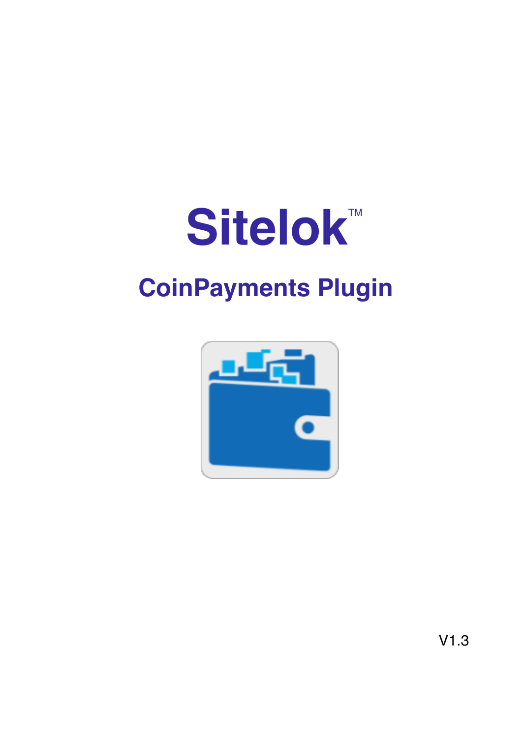# Sitelok™

## CoinPayments Plugin

V1.3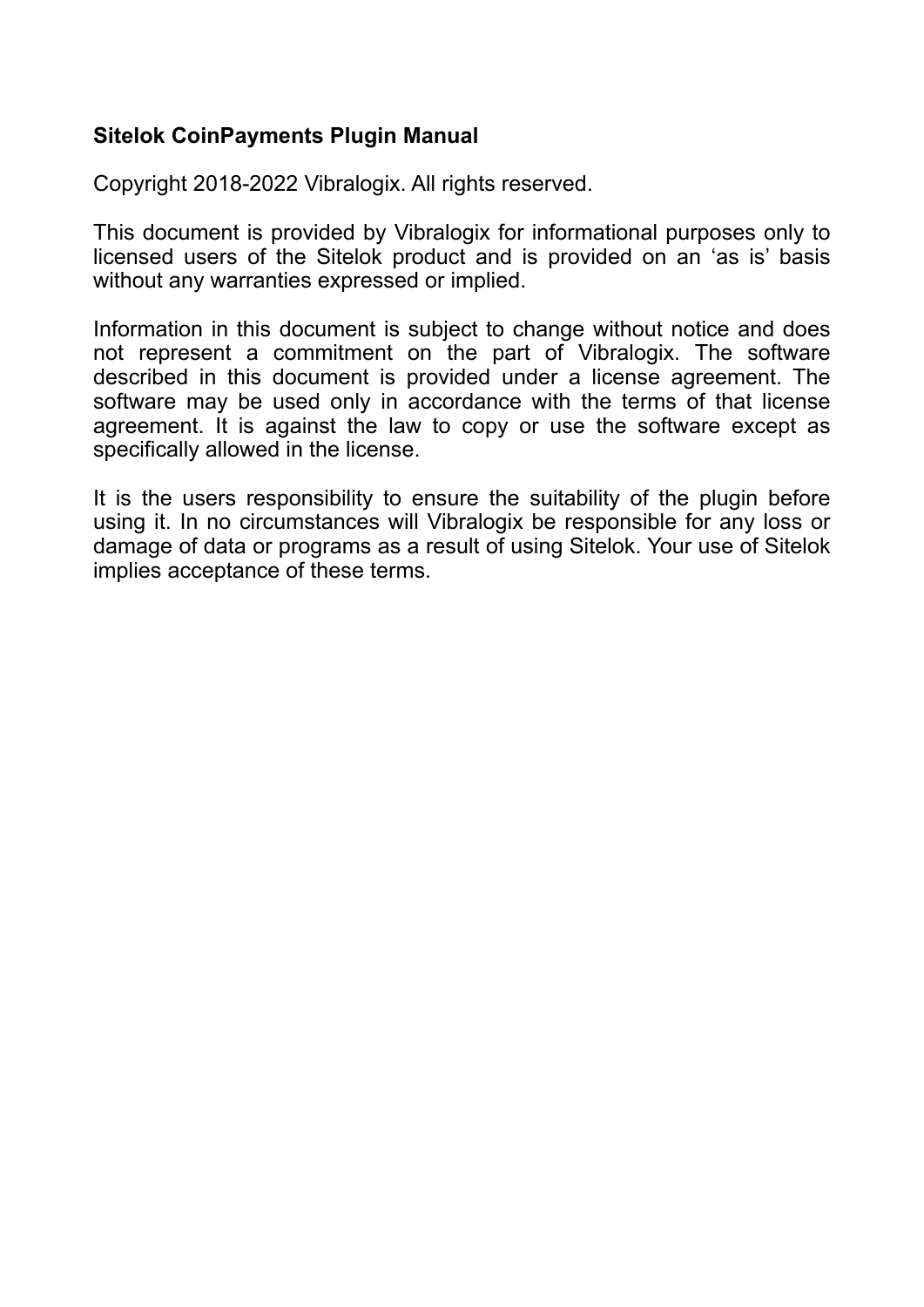**Sitelok CoinPayments Plugin Manual**

Copyright 2018-2022 Vibralogix. All rights reserved.

This document is provided by Vibralogix for informational purposes only to licensed users of the Sitelok product and is provided on an ‘as is’ basis without any warranties expressed or implied.

Information in this document is subject to change without notice and does not represent a commitment on the part of Vibralogix. The software described in this document is provided under a license agreement. The software may be used only in accordance with the terms of that license agreement. It is against the law to copy or use the software except as specifically allowed in the license.

It is the users responsibility to ensure the suitability of the plugin before using it. In no circumstances will Vibralogix be responsible for any loss or damage of data or programs as a result of using Sitelok. Your use of Sitelok implies acceptance of these terms.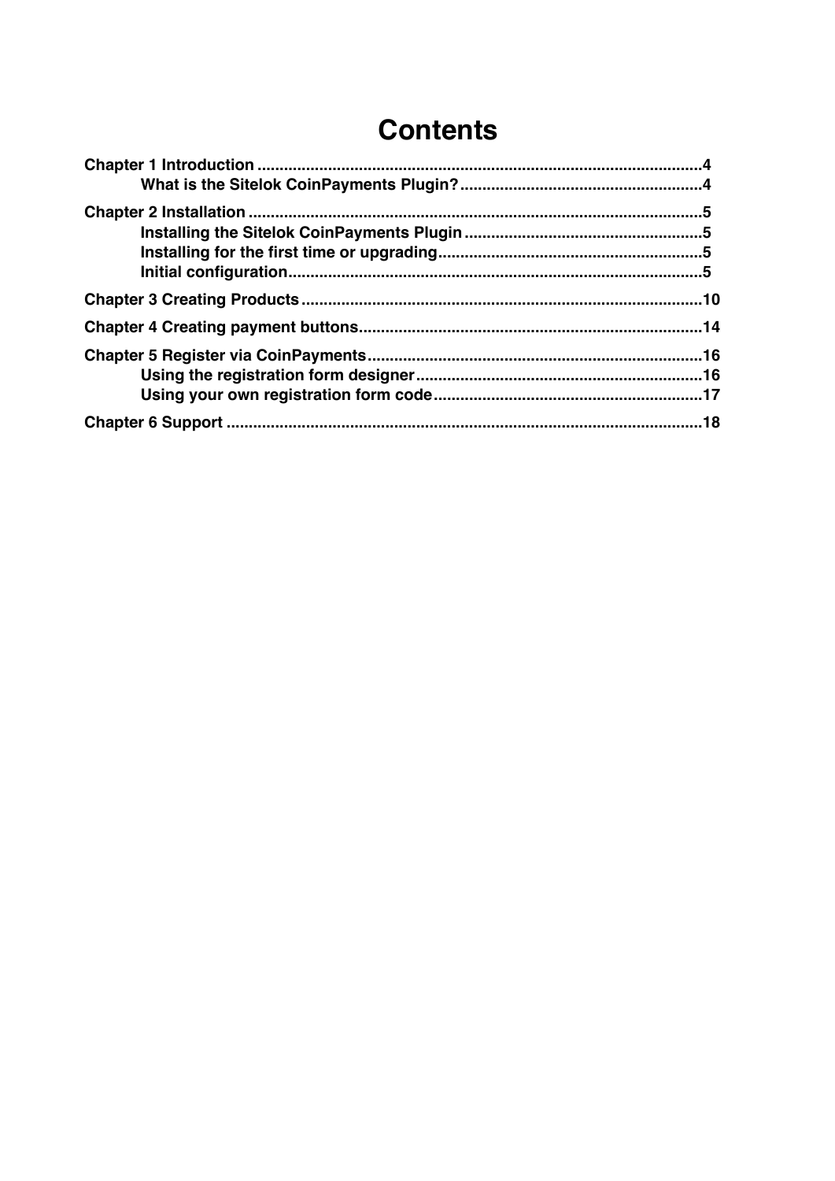# Contents

**Chapter 1 Introduction** .................................................................................................. **4**

- **What is the Sitelok CoinPayments Plugin?** ...................................................... **4**

**Chapter 2 Installation** .................................................................................................... **5**

- **Installing the Sitelok CoinPayments Plugin** ..................................................... **5**
- **Installing for the first time or upgrading** ........................................................... **5**
- **Initial configuration** ............................................................................................ **5**

**Chapter 3 Creating Products** ........................................................................................ **10**

**Chapter 4 Creating payment buttons** .......................................................................... **14**

**Chapter 5 Register via CoinPayments** ......................................................................... **16**

- **Using the registration form designer** ............................................................... **16**
- **Using your own registration form code** ........................................................... **17**

**Chapter 6 Support** ......................................................................................................... **18**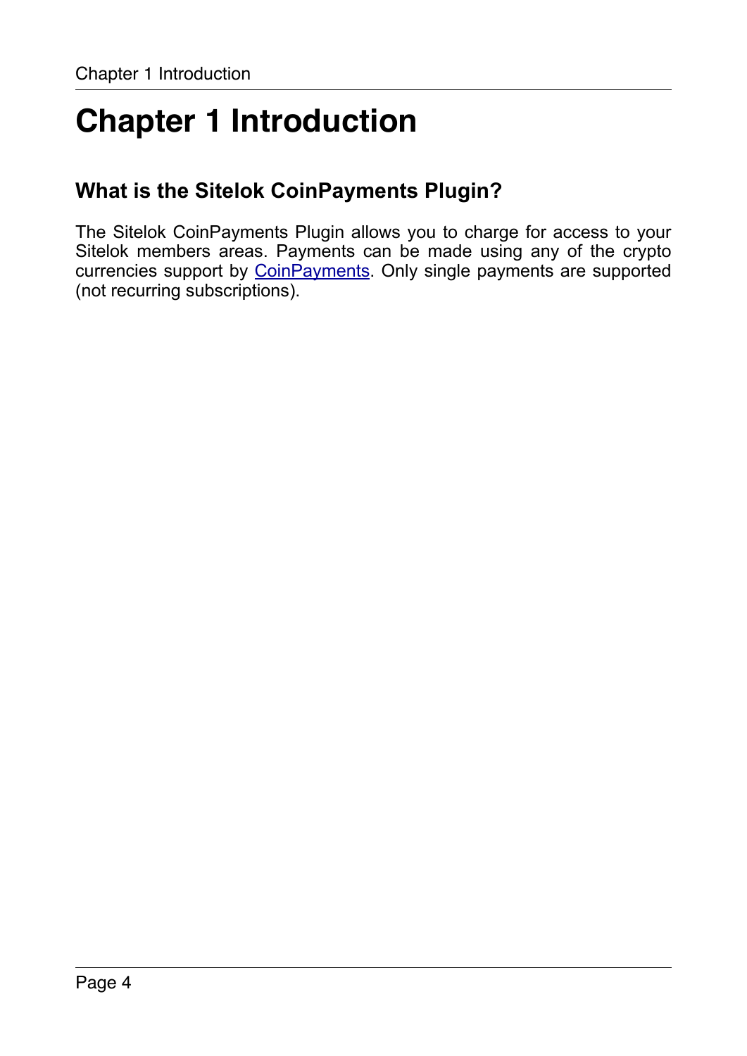# Chapter 1 Introduction

## What is the Sitelok CoinPayments Plugin?

The Sitelok CoinPayments Plugin allows you to charge for access to your Sitelok members areas. Payments can be made using any of the crypto currencies support by CoinPayments. Only single payments are supported (not recurring subscriptions).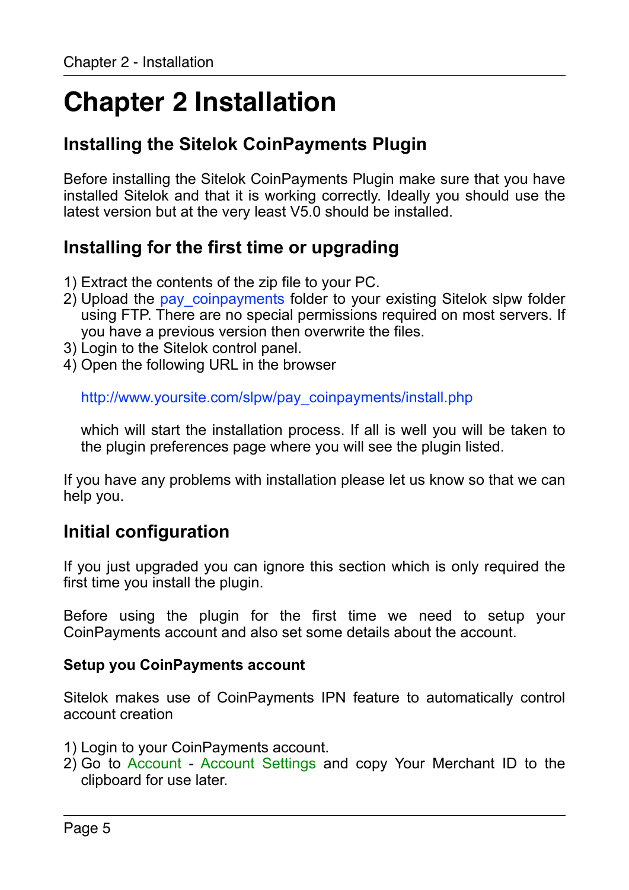# Chapter 2 Installation

## Installing the Sitelok CoinPayments Plugin

Before installing the Sitelok CoinPayments Plugin make sure that you have installed Sitelok and that it is working correctly. Ideally you should use the latest version but at the very least V5.0 should be installed.

## Installing for the first time or upgrading

1) Extract the contents of the zip file to your PC.
2) Upload the pay_coinpayments folder to your existing Sitelok slpw folder using FTP. There are no special permissions required on most servers. If you have a previous version then overwrite the files.
3) Login to the Sitelok control panel.
4) Open the following URL in the browser

   http://www.yoursite.com/slpw/pay_coinpayments/install.php

   which will start the installation process. If all is well you will be taken to the plugin preferences page where you will see the plugin listed.

If you have any problems with installation please let us know so that we can help you.

## Initial configuration

If you just upgraded you can ignore this section which is only required the first time you install the plugin.

Before using the plugin for the first time we need to setup your CoinPayments account and also set some details about the account.

#### Setup you CoinPayments account

Sitelok makes use of CoinPayments IPN feature to automatically control account creation

1) Login to your CoinPayments account.
2) Go to Account - Account Settings and copy Your Merchant ID to the clipboard for use later.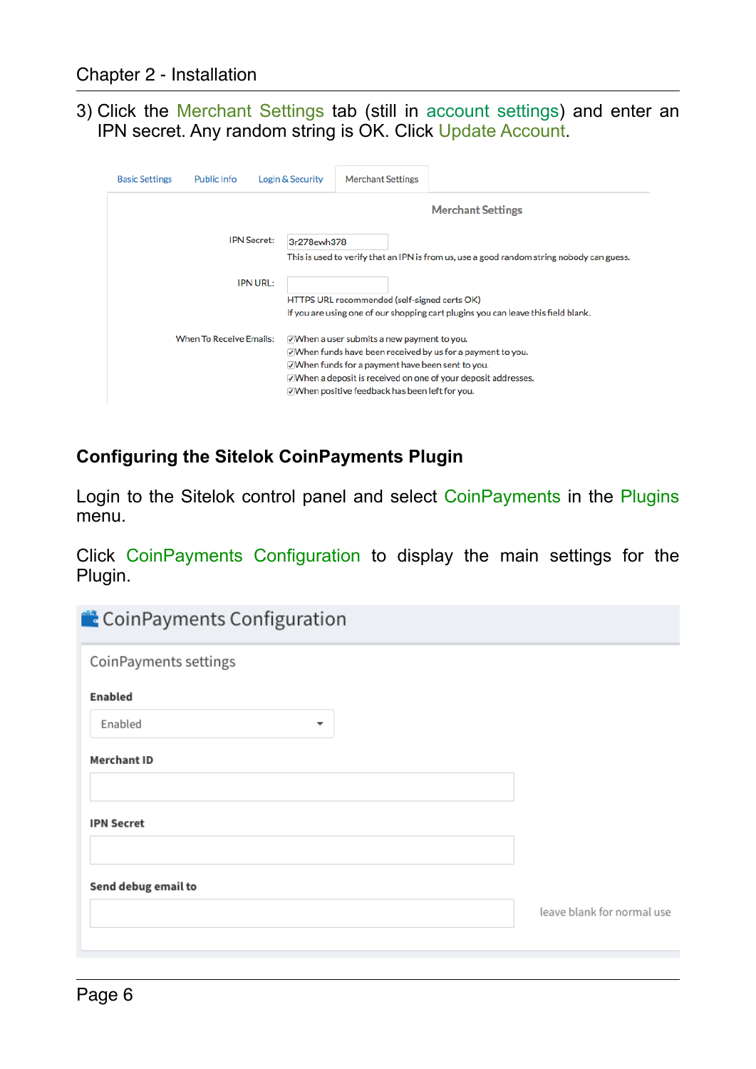3) Click the Merchant Settings tab (still in account settings) and enter an IPN secret. Any random string is OK. Click Update Account.

Basic Settings | Public Info | Login & Security | Merchant Settings

**Merchant Settings**

IPN Secret: 3r278ewh378
This is used to verify that an IPN is from us, use a good random string nobody can guess.

IPN URL:
HTTPS URL recommended (self-signed certs OK)
If you are using one of our shopping cart plugins you can leave this field blank.

When To Receive Emails:
- ☑ When a user submits a new payment to you.
- ☑ When funds have been received by us for a payment to you.
- ☑ When funds for a payment have been sent to you.
- ☑ When a deposit is received on one of your deposit addresses.
- ☑ When positive feedback has been left for you.

## Configuring the Sitelok CoinPayments Plugin

Login to the Sitelok control panel and select CoinPayments in the Plugins menu.

Click CoinPayments Configuration to display the main settings for the Plugin.

**CoinPayments Configuration**

CoinPayments settings

**Enabled**

Enabled

**Merchant ID**

**IPN Secret**

**Send debug email to**

leave blank for normal use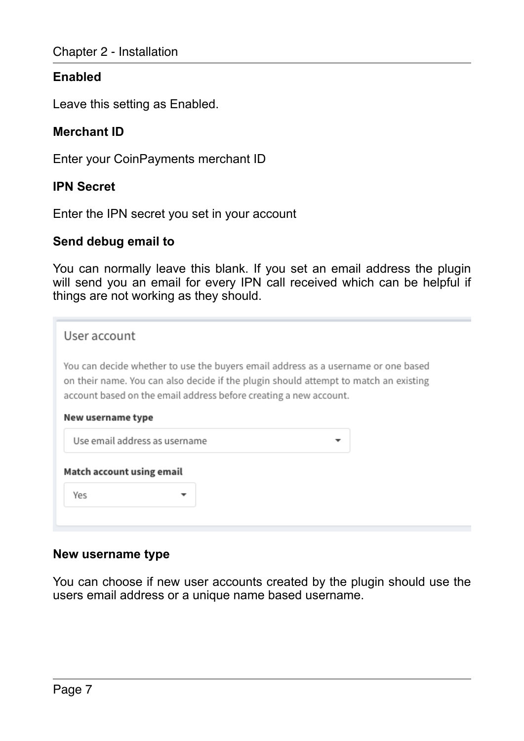**Enabled**

Leave this setting as Enabled.

**Merchant ID**

Enter your CoinPayments merchant ID

**IPN Secret**

Enter the IPN secret you set in your account

**Send debug email to**

You can normally leave this blank. If you set an email address the plugin will send you an email for every IPN call received which can be helpful if things are not working as they should.

User account

You can decide whether to use the buyers email address as a username or one based on their name. You can also decide if the plugin should attempt to match an existing account based on the email address before creating a new account.

**New username type**

Use email address as username

**Match account using email**

Yes

**New username type**

You can choose if new user accounts created by the plugin should use the users email address or a unique name based username.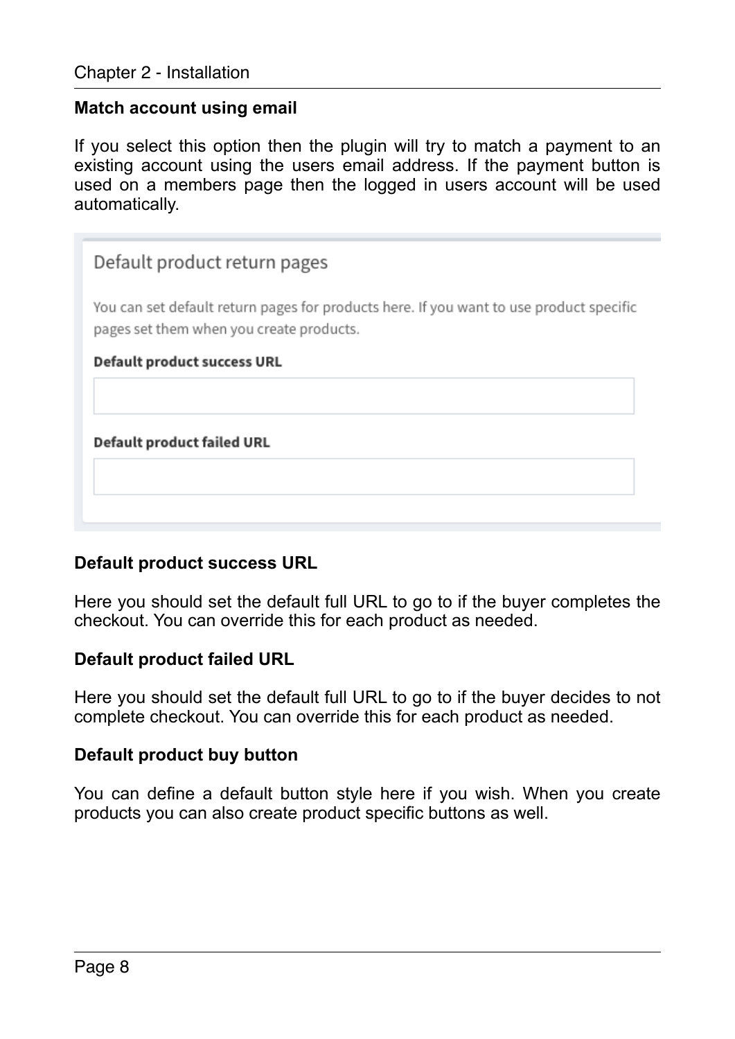**Match account using email**

If you select this option then the plugin will try to match a payment to an existing account using the users email address. If the payment button is used on a members page then the logged in users account will be used automatically.

Default product return pages

You can set default return pages for products here. If you want to use product specific pages set them when you create products.

**Default product success URL**

**Default product failed URL**

**Default product success URL**

Here you should set the default full URL to go to if the buyer completes the checkout. You can override this for each product as needed.

**Default product failed URL**

Here you should set the default full URL to go to if the buyer decides to not complete checkout. You can override this for each product as needed.

**Default product buy button**

You can define a default button style here if you wish. When you create products you can also create product specific buttons as well.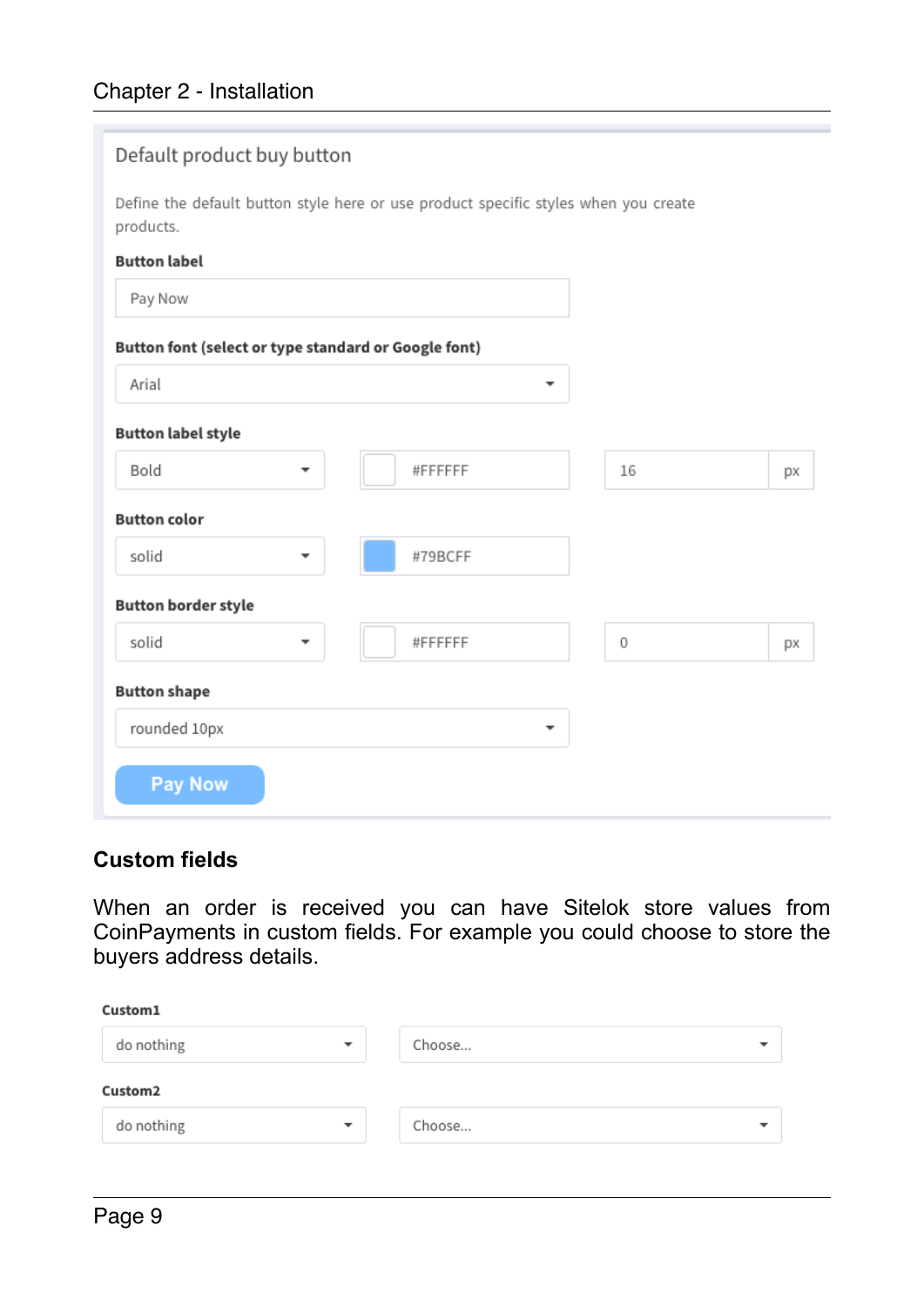Default product buy button

Define the default button style here or use product specific styles when you create products.

**Button label**

Pay Now

**Button font (select or type standard or Google font)**

Arial

**Button label style**

Bold | #FFFFFF | 16 px

**Button color**

solid | #79BCFF

**Button border style**

solid | #FFFFFF | 0 px

**Button shape**

rounded 10px

Pay Now

## Custom fields

When an order is received you can have Sitelok store values from CoinPayments in custom fields. For example you could choose to store the buyers address details.

**Custom1**

do nothing | Choose...

**Custom2**

do nothing | Choose...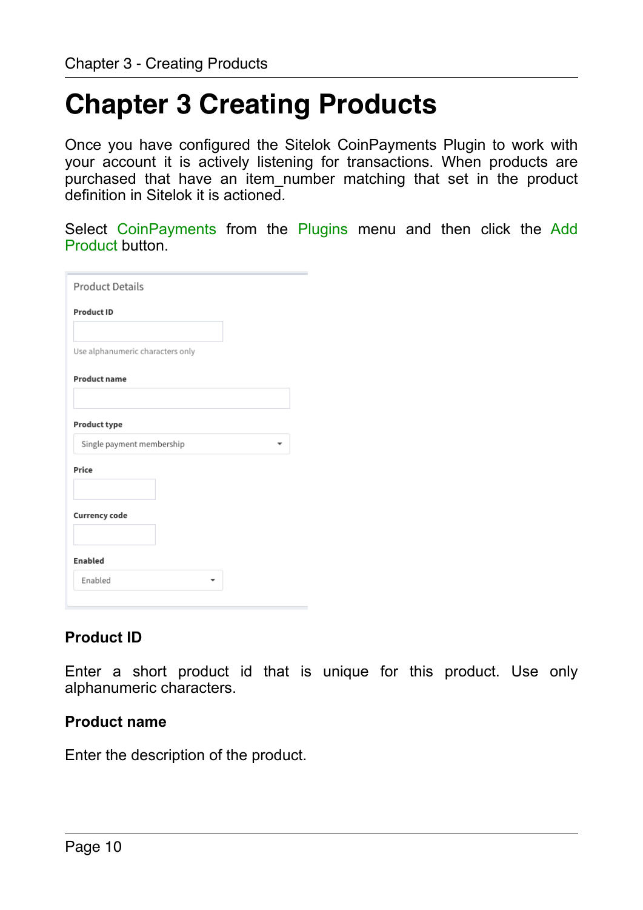# Chapter 3 Creating Products

Once you have configured the Sitelok CoinPayments Plugin to work with your account it is actively listening for transactions. When products are purchased that have an item_number matching that set in the product definition in Sitelok it is actioned.

Select CoinPayments from the Plugins menu and then click the Add Product button.

Product Details

**Product ID**

Use alphanumeric characters only

**Product name**

**Product type**

Single payment membership

**Price**

**Currency code**

**Enabled**

Enabled

### Product ID

Enter a short product id that is unique for this product. Use only alphanumeric characters.

### Product name

Enter the description of the product.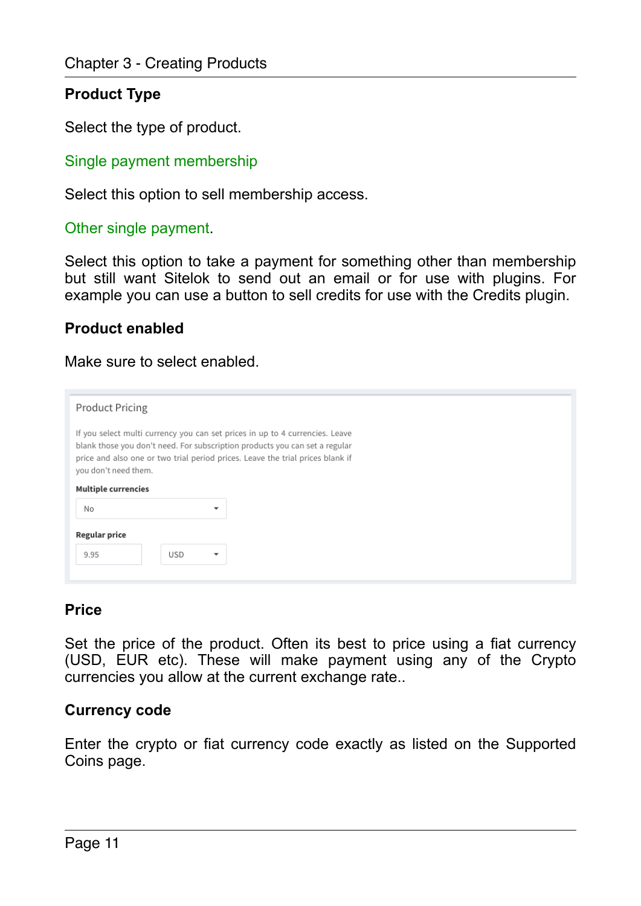### Product Type

Select the type of product.

Single payment membership

Select this option to sell membership access.

Other single payment.

Select this option to take a payment for something other than membership but still want Sitelok to send out an email or for use with plugins. For example you can use a button to sell credits for use with the Credits plugin.

### Product enabled

Make sure to select enabled.

Product Pricing

If you select multi currency you can set prices in up to 4 currencies. Leave blank those you don't need. For subscription products you can set a regular price and also one or two trial period prices. Leave the trial prices blank if you don't need them.

**Multiple currencies**

No

**Regular price**

9.95 USD

### Price

Set the price of the product. Often its best to price using a fiat currency (USD, EUR etc). These will make payment using any of the Crypto currencies you allow at the current exchange rate..

### Currency code

Enter the crypto or fiat currency code exactly as listed on the Supported Coins page.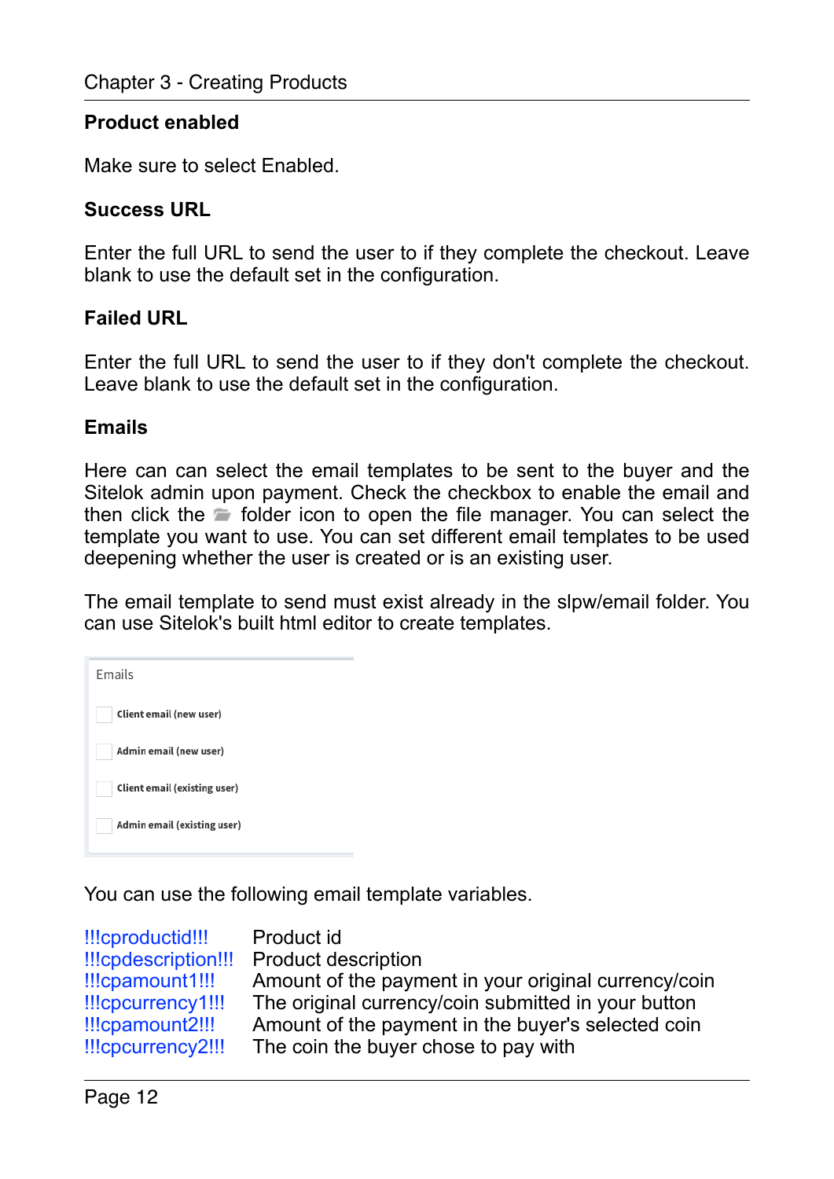### Product enabled

Make sure to select Enabled.

### Success URL

Enter the full URL to send the user to if they complete the checkout. Leave blank to use the default set in the configuration.

### Failed URL

Enter the full URL to send the user to if they don't complete the checkout. Leave blank to use the default set in the configuration.

### Emails

Here can can select the email templates to be sent to the buyer and the Sitelok admin upon payment. Check the checkbox to enable the email and then click the folder icon to open the file manager. You can select the template you want to use. You can set different email templates to be used deepening whether the user is created or is an existing user.

The email template to send must exist already in the slpw/email folder. You can use Sitelok's built html editor to create templates.

Emails

- [ ] Client email (new user)
- [ ] Admin email (new user)
- [ ] Client email (existing user)
- [ ] Admin email (existing user)

You can use the following email template variables.

| | |
|---|---|
| !!!cproductid!!! | Product id |
| !!!cpdescription!!! | Product description |
| !!!cpamount1!!! | Amount of the payment in your original currency/coin |
| !!!cpcurrency1!!! | The original currency/coin submitted in your button |
| !!!cpamount2!!! | Amount of the payment in the buyer's selected coin |
| !!!cpcurrency2!!! | The coin the buyer chose to pay with |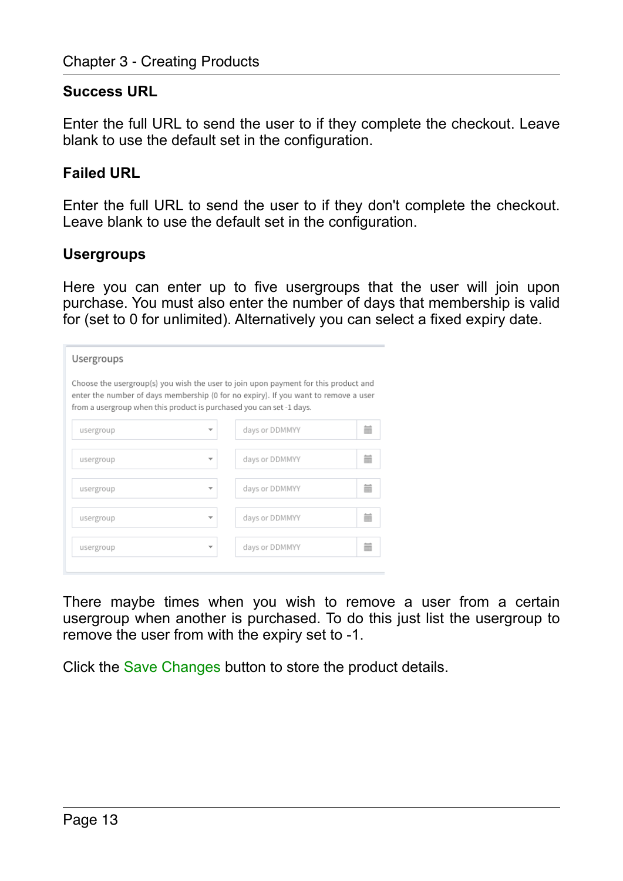### Success URL

Enter the full URL to send the user to if they complete the checkout. Leave blank to use the default set in the configuration.

### Failed URL

Enter the full URL to send the user to if they don't complete the checkout. Leave blank to use the default set in the configuration.

### Usergroups

Here you can enter up to five usergroups that the user will join upon purchase. You must also enter the number of days that membership is valid for (set to 0 for unlimited). Alternatively you can select a fixed expiry date.

There maybe times when you wish to remove a user from a certain usergroup when another is purchased. To do this just list the usergroup to remove the user from with the expiry set to -1.

Click the Save Changes button to store the product details.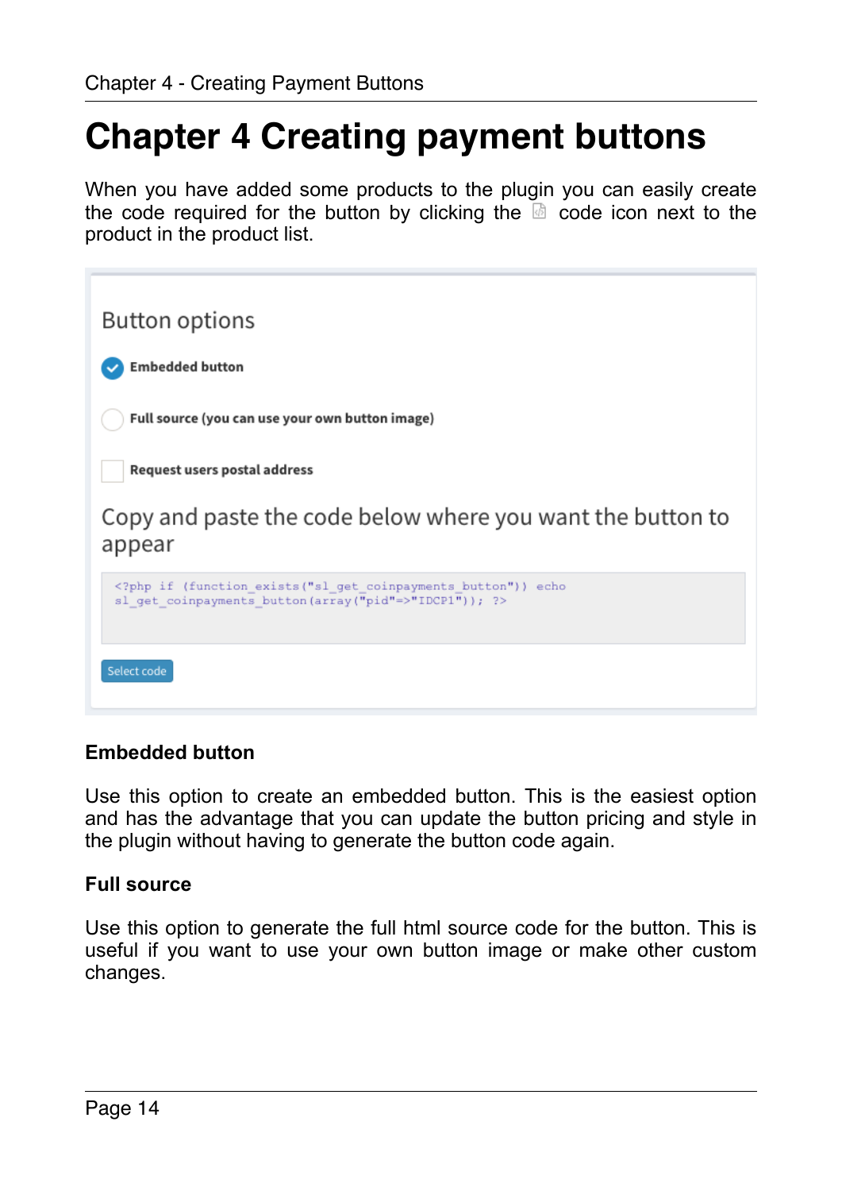# Chapter 4 Creating payment buttons

When you have added some products to the plugin you can easily create the code required for the button by clicking the code icon next to the product in the product list.

Button options

- [x] Embedded button
- [ ] Full source (you can use your own button image)
- [ ] Request users postal address

Copy and paste the code below where you want the button to appear

```
<?php if (function_exists("sl_get_coinpayments_button")) echo
sl_get_coinpayments_button(array("pid"=>"IDCP1")); ?>
```

Select code

### Embedded button

Use this option to create an embedded button. This is the easiest option and has the advantage that you can update the button pricing and style in the plugin without having to generate the button code again.

### Full source

Use this option to generate the full html source code for the button. This is useful if you want to use your own button image or make other custom changes.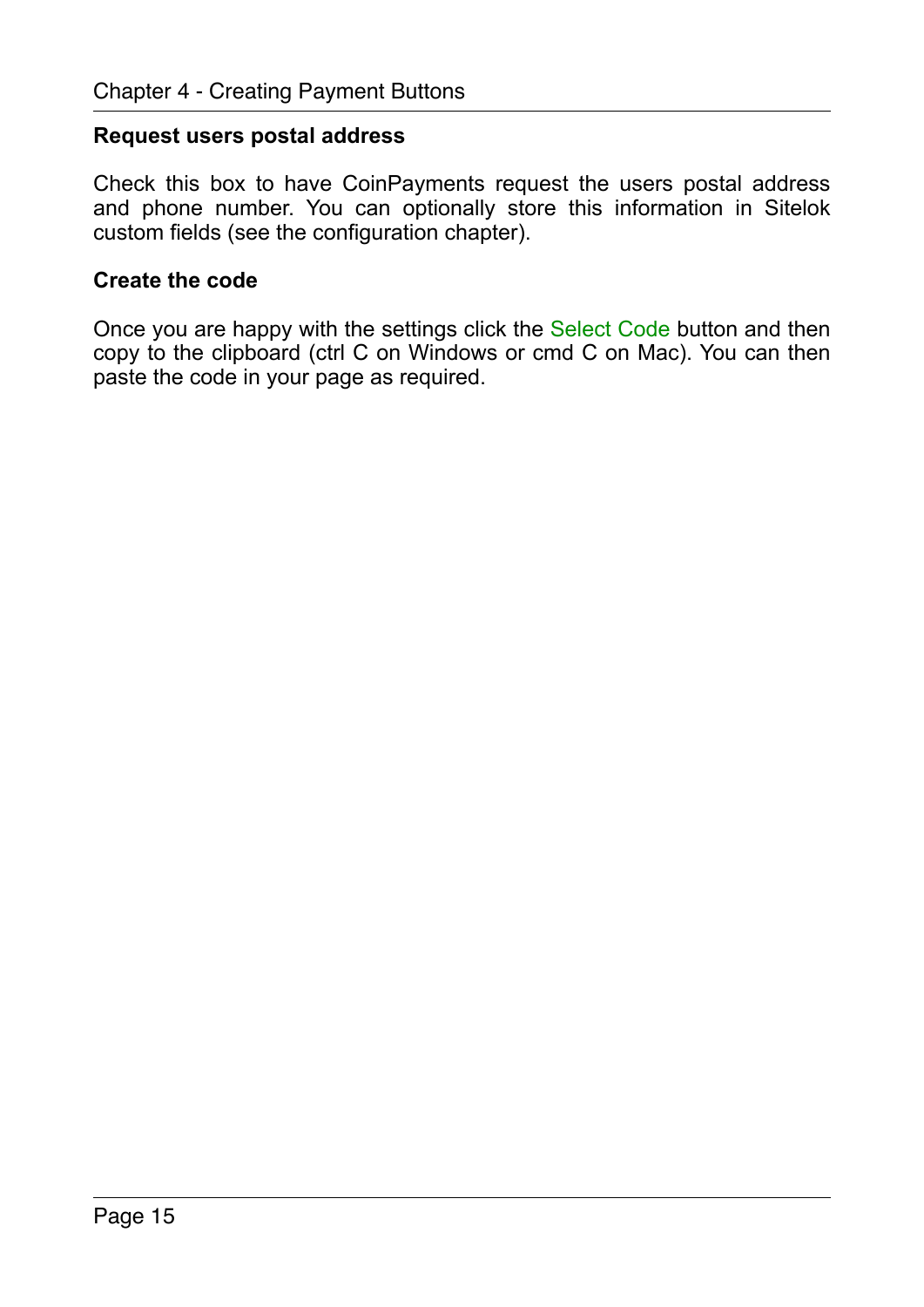**Request users postal address**

Check this box to have CoinPayments request the users postal address and phone number. You can optionally store this information in Sitelok custom fields (see the configuration chapter).

**Create the code**

Once you are happy with the settings click the Select Code button and then copy to the clipboard (ctrl C on Windows or cmd C on Mac). You can then paste the code in your page as required.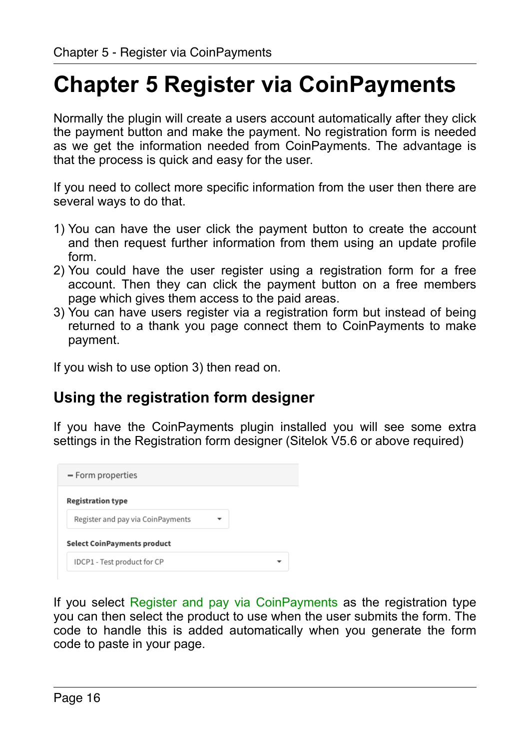# Chapter 5 Register via CoinPayments

Normally the plugin will create a users account automatically after they click the payment button and make the payment. No registration form is needed as we get the information needed from CoinPayments. The advantage is that the process is quick and easy for the user.

If you need to collect more specific information from the user then there are several ways to do that.

1) You can have the user click the payment button to create the account and then request further information from them using an update profile form.
2) You could have the user register using a registration form for a free account. Then they can click the payment button on a free members page which gives them access to the paid areas.
3) You can have users register via a registration form but instead of being returned to a thank you page connect them to CoinPayments to make payment.

If you wish to use option 3) then read on.

## Using the registration form designer

If you have the CoinPayments plugin installed you will see some extra settings in the Registration form designer (Sitelok V5.6 or above required)

- Form properties

**Registration type**

Register and pay via CoinPayments

**Select CoinPayments product**

IDCP1 - Test product for CP

If you select Register and pay via CoinPayments as the registration type you can then select the product to use when the user submits the form. The code to handle this is added automatically when you generate the form code to paste in your page.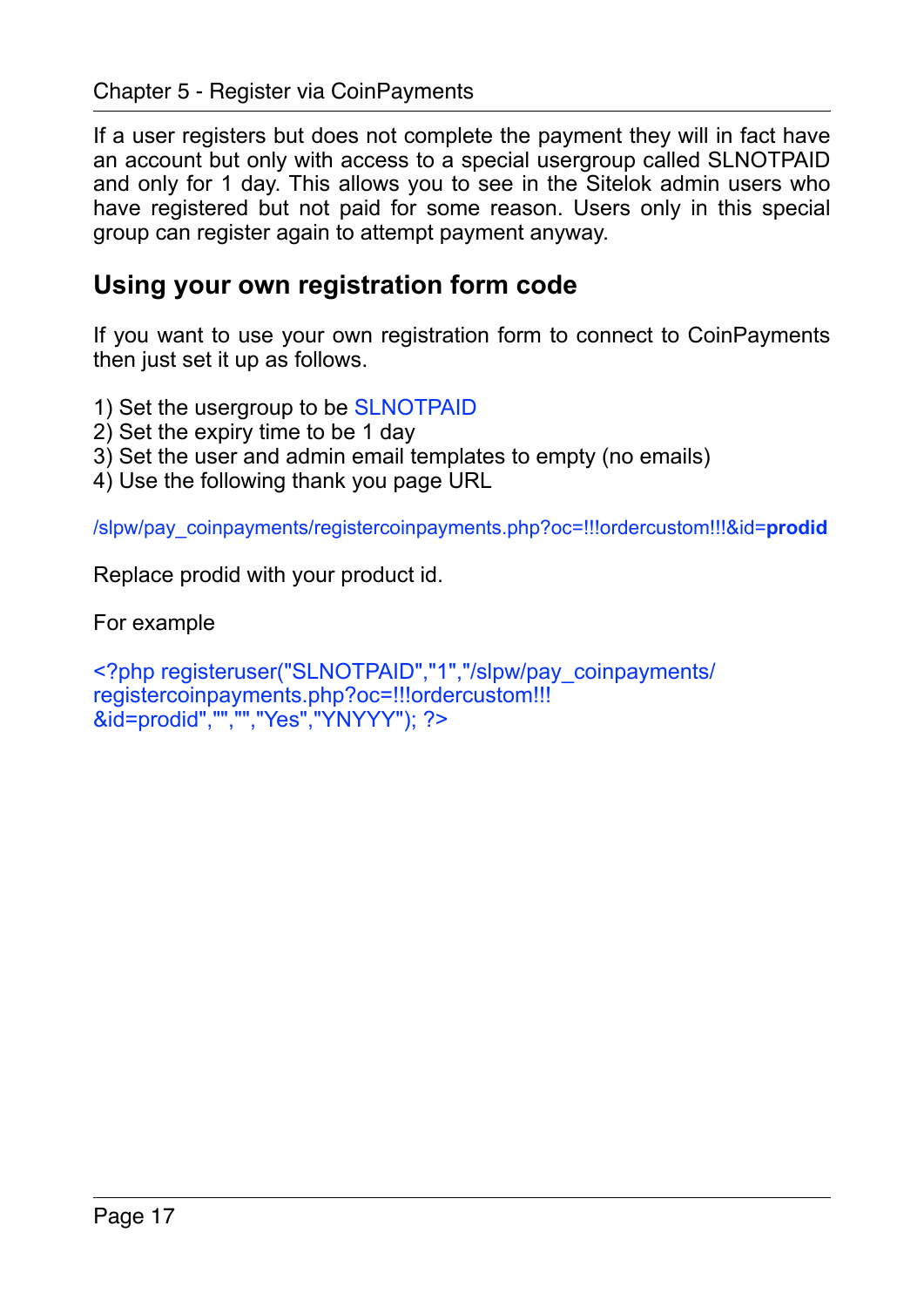If a user registers but does not complete the payment they will in fact have an account but only with access to a special usergroup called SLNOTPAID and only for 1 day. This allows you to see in the Sitelok admin users who have registered but not paid for some reason. Users only in this special group can register again to attempt payment anyway.

## Using your own registration form code

If you want to use your own registration form to connect to CoinPayments then just set it up as follows.

1) Set the usergroup to be SLNOTPAID
2) Set the expiry time to be 1 day
3) Set the user and admin email templates to empty (no emails)
4) Use the following thank you page URL

/slpw/pay_coinpayments/registercoinpayments.php?oc=!!!ordercustom!!!&id=**prodid**

Replace prodid with your product id.

For example

```
<?php registeruser("SLNOTPAID","1","/slpw/pay_coinpayments/
registercoinpayments.php?oc=!!!ordercustom!!!
&id=prodid","","","Yes","YNYYY"); ?>
```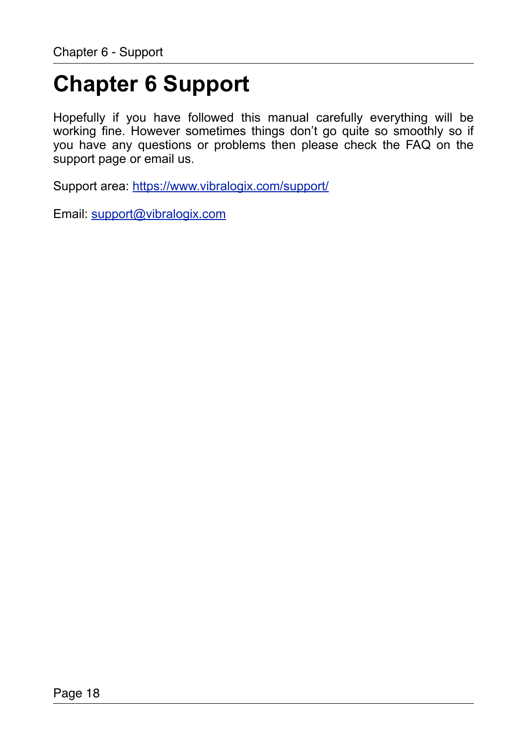# Chapter 6 Support

Hopefully if you have followed this manual carefully everything will be working fine. However sometimes things don't go quite so smoothly so if you have any questions or problems then please check the FAQ on the support page or email us.

Support area: [https://www.vibralogix.com/support/](https://www.vibralogix.com/support/)

Email: [support@vibralogix.com](mailto:support@vibralogix.com)